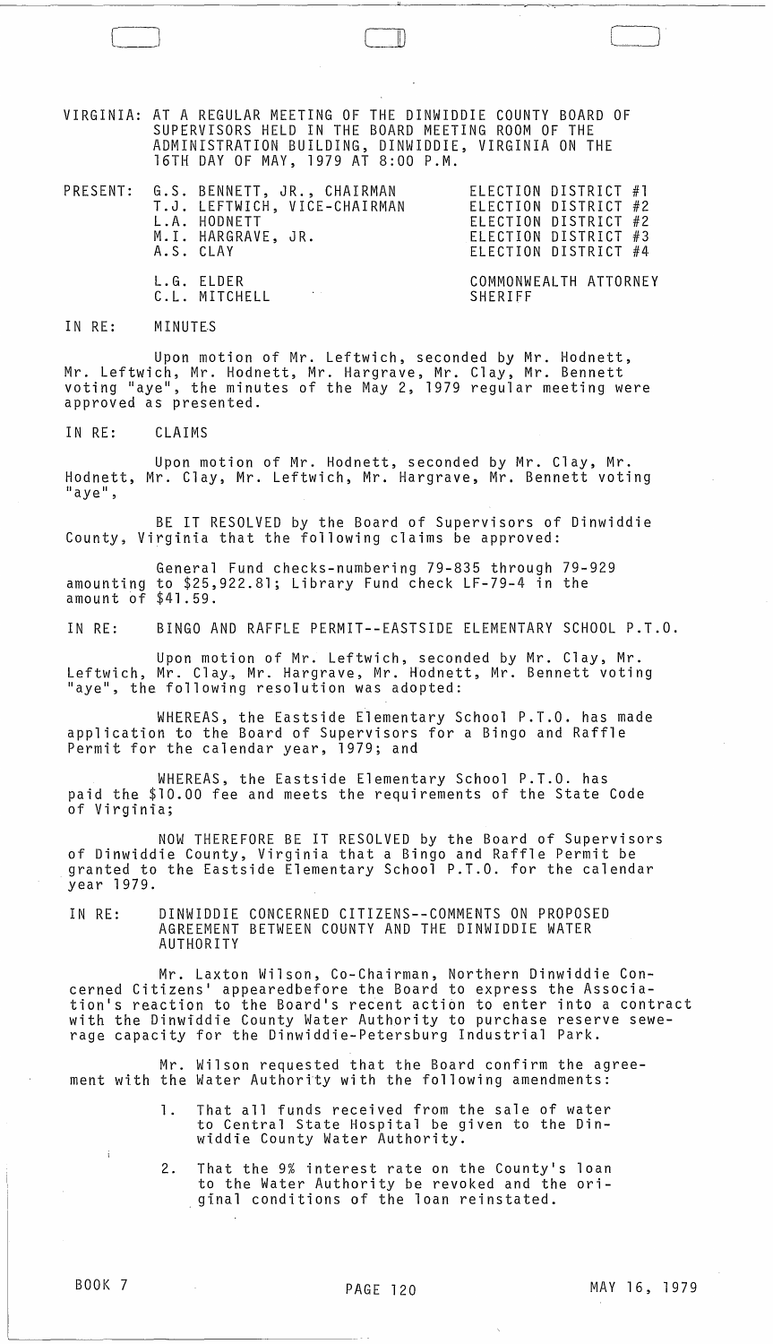VIRGINIA: AT A REGULAR MEETING OF THE DINWIDDIE COUNTY BOARD OF SUPERVISORS HELD IN THE BOARD MEETING ROOM OF THE ADMINISTRATION BUILDING, DINWIDDIE, VIRGINIA ON THE 16TH DAY OF MAY, 1979 AT 8:00 P.M.

| PRESENT: | | |
|---|---|---|
| | G.S. BENNETT, JR., CHAIRMAN | ELECTION DISTRICT #1 |
| | T.J. LEFTWICH, VICE-CHAIRMAN | ELECTION DISTRICT #2 |
| | L.A. HODNETT | ELECTION DISTRICT #2 |
| | M.I. HARGRAVE, JR. | ELECTION DISTRICT #3 |
| | A.S. CLAY | ELECTION DISTRICT #4 |
| | L.G. ELDER | COMMONWEALTH ATTORNEY |
| | C.L. MITCHELL | SHERIFF |

IN RE: MINUTES

Upon motion of Mr. Leftwich, seconded by Mr. Hodnett, Mr. Leftwich, Mr. Hodnett, Mr. Hargrave, Mr. Clay, Mr. Bennett voting "aye", the minutes of the May 2, 1979 regular meeting were approved as presented.

IN RE: CLAIMS

Upon motion of Mr. Hodnett, seconded by Mr. Clay, Mr. Hodnett, Mr. Clay, Mr. Leftwich, Mr. Hargrave, Mr. Bennett voting "aye",

BE IT RESOLVED by the Board of Supervisors of Dinwiddie County, Virginia that the following claims be approved:

General Fund checks-numbering 79-835 through 79-929 amounting to $25,922.81; Library Fund check LF-79-4 in the amount of $41.59.

IN RE: BINGO AND RAFFLE PERMIT--EASTSIDE ELEMENTARY SCHOOL P.T.O.

Upon motion of Mr. Leftwich, seconded by Mr. Clay, Mr. Leftwich, Mr. Clay, Mr. Hargrave, Mr. Hodnett, Mr. Bennett voting "aye", the following resolution was adopted:

WHEREAS, the Eastside Elementary School P.T.O. has made application to the Board of Supervisors for a Bingo and Raffle Permit for the calendar year, 1979; and

WHEREAS, the Eastside Elementary School P.T.O. has paid the $10.00 fee and meets the requirements of the State Code of Virginia;

NOW THEREFORE BE IT RESOLVED by the Board of Supervisors of Dinwiddie County, Virginia that a Bingo and Raffle Permit be granted to the Eastside Elementary School P.T.O. for the calendar year 1979.

IN RE: DINWIDDIE CONCERNED CITIZENS--COMMENTS ON PROPOSED AGREEMENT BETWEEN COUNTY AND THE DINWIDDIE WATER AUTHORITY

Mr. Laxton Wilson, Co-Chairman, Northern Dinwiddie Concerned Citizens' appearedbefore the Board to express the Association's reaction to the Board's recent action to enter into a contract with the Dinwiddie County Water Authority to purchase reserve sewerage capacity for the Dinwiddie-Petersburg Industrial Park.

Mr. Wilson requested that the Board confirm the agreement with the Water Authority with the following amendments:

1. That all funds received from the sale of water to Central State Hospital be given to the Dinwiddie County Water Authority.
2. That the 9% interest rate on the County's loan to the Water Authority be revoked and the original conditions of the loan reinstated.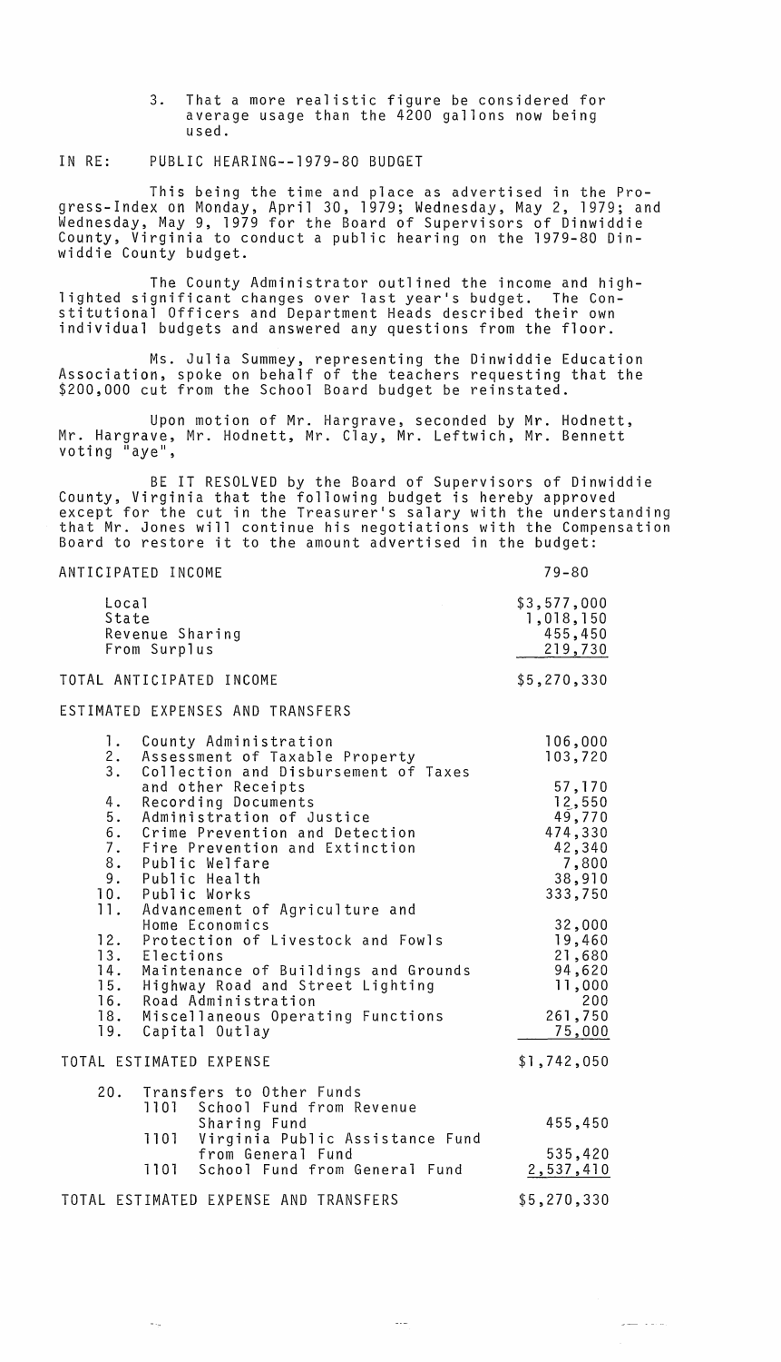3. That a more realistic figure be considered for average usage than the 4200 gallons now being used.

IN RE: PUBLIC HEARING--1979-80 BUDGET

This being the time and place as advertised in the Progress-Index on Monday, April 30, 1979; Wednesday, May 2, 1979; and Wednesday, May 9, 1979 for the Board of Supervisors of Dinwiddie County, Virginia to conduct a public hearing on the 1979-80 Dinwiddie County budget.

The County Administrator outlined the income and highlighted significant changes over last year's budget. The Constitutional Officers and Department Heads described their own individual budgets and answered any questions from the floor.

Ms. Julia Summey, representing the Dinwiddie Education Association, spoke on behalf of the teachers requesting that the $200,000 cut from the School Board budget be reinstated.

Upon motion of Mr. Hargrave, seconded by Mr. Hodnett, Mr. Hargrave, Mr. Hodnett, Mr. Clay, Mr. Leftwich, Mr. Bennett voting "aye",

BE IT RESOLVED by the Board of Supervisors of Dinwiddie County, Virginia that the following budget is hereby approved except for the cut in the Treasurer's salary with the understanding that Mr. Jones will continue his negotiations with the Compensation Board to restore it to the amount advertised in the budget:

| ANTICIPATED INCOME | 79-80 |
|---|---|
| Local | $3,577,000 |
| State | 1,018,150 |
| Revenue Sharing | 455,450 |
| From Surplus | 219,730 |
| TOTAL ANTICIPATED INCOME | $5,270,330 |

| ESTIMATED EXPENSES AND TRANSFERS | |
|---|---|
| 1. County Administration | 106,000 |
| 2. Assessment of Taxable Property | 103,720 |
| 3. Collection and Disbursement of Taxes and other Receipts | 57,170 |
| 4. Recording Documents | 12,550 |
| 5. Administration of Justice | 49,770 |
| 6. Crime Prevention and Detection | 474,330 |
| 7. Fire Prevention and Extinction | 42,340 |
| 8. Public Welfare | 7,800 |
| 9. Public Health | 38,910 |
| 10. Public Works | 333,750 |
| 11. Advancement of Agriculture and Home Economics | 32,000 |
| 12. Protection of Livestock and Fowls | 19,460 |
| 13. Elections | 21,680 |
| 14. Maintenance of Buildings and Grounds | 94,620 |
| 15. Highway Road and Street Lighting | 11,000 |
| 16. Road Administration | 200 |
| 18. Miscellaneous Operating Functions | 261,750 |
| 19. Capital Outlay | 75,000 |
| TOTAL ESTIMATED EXPENSE | $1,742,050 |
| 20. Transfers to Other Funds | |
| 1101 School Fund from Revenue Sharing Fund | 455,450 |
| 1101 Virginia Public Assistance Fund from General Fund | 535,420 |
| 1101 School Fund from General Fund | 2,537,410 |
| TOTAL ESTIMATED EXPENSE AND TRANSFERS | $5,270,330 |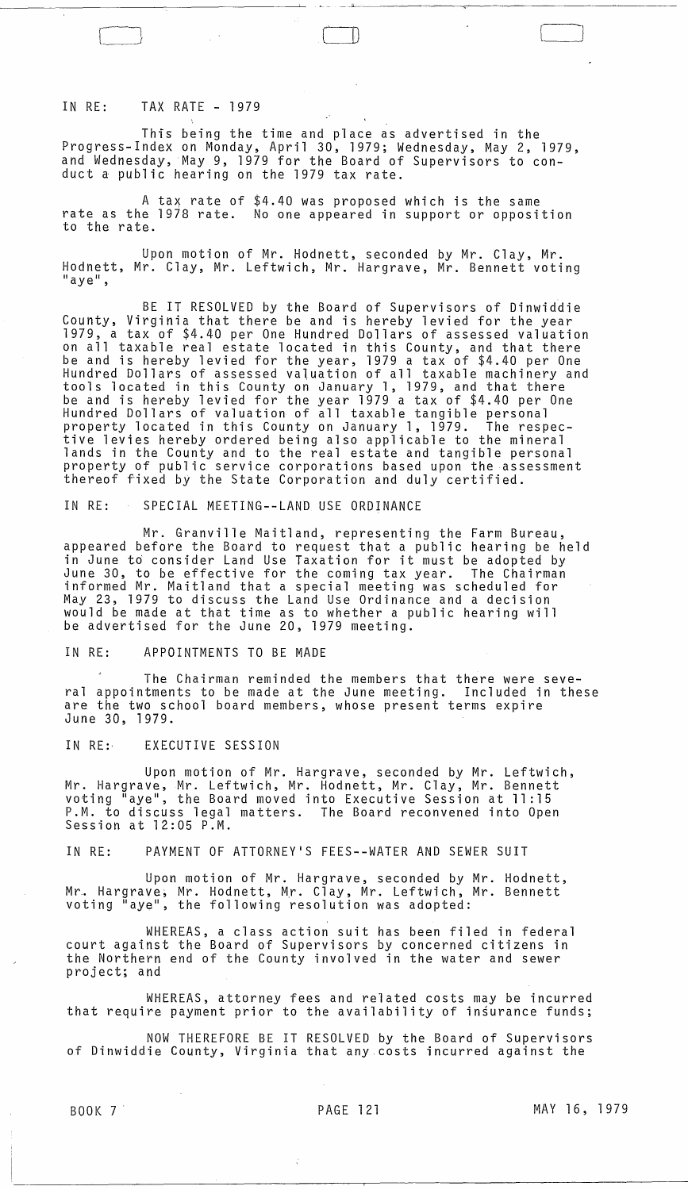IN RE: TAX RATE - 1979

This being the time and place as advertised in the Progress-Index on Monday, April 30, 1979; Wednesday, May 2, 1979, and Wednesday, May 9, 1979 for the Board of Supervisors to conduct a public hearing on the 1979 tax rate.

A tax rate of $4.40 was proposed which is the same rate as the 1978 rate. No one appeared in support or opposition to the rate.

Upon motion of Mr. Hodnett, seconded by Mr. Clay, Mr. Hodnett, Mr. Clay, Mr. Leftwich, Mr. Hargrave, Mr. Bennett voting "aye",

BE IT RESOLVED by the Board of Supervisors of Dinwiddie County, Virginia that there be and is hereby levied for the year 1979, a tax of $4.40 per One Hundred Dollars of assessed valuation on all taxable real estate located in this County, and that there be and is hereby levied for the year, 1979 a tax of $4.40 per One Hundred Dollars of assessed valuation of all taxable machinery and tools located in this County on January 1, 1979, and that there be and is hereby levied for the year 1979 a tax of $4.40 per One Hundred Dollars of valuation of all taxable tangible personal property located in this County on January 1, 1979. The respective levies hereby ordered being also applicable to the mineral lands in the County and to the real estate and tangible personal property of public service corporations based upon the assessment thereof fixed by the State Corporation and duly certified.

IN RE: SPECIAL MEETING--LAND USE ORDINANCE

Mr. Granville Maitland, representing the Farm Bureau, appeared before the Board to request that a public hearing be held in June to consider Land Use Taxation for it must be adopted by June 30, to be effective for the coming tax year. The Chairman informed Mr. Maitland that a special meeting was scheduled for May 23, 1979 to discuss the Land Use Ordinance and a decision would be made at that time as to whether a public hearing will be advertised for the June 20, 1979 meeting.

IN RE: APPOINTMENTS TO BE MADE

The Chairman reminded the members that there were several appointments to be made at the June meeting. Included in these are the two school board members, whose present terms expire June 30, 1979.

IN RE: EXECUTIVE SESSION

Upon motion of Mr. Hargrave, seconded by Mr. Leftwich, Mr. Hargrave, Mr. Leftwich, Mr. Hodnett, Mr. Clay, Mr. Bennett voting "aye", the Board moved into Executive Session at 11:15 P.M. to discuss legal matters. The Board reconvened into Open Session at 12:05 P.M.

IN RE: PAYMENT OF ATTORNEY'S FEES--WATER AND SEWER SUIT

Upon motion of Mr. Hargrave, seconded by Mr. Hodnett, Mr. Hargrave, Mr. Hodnett, Mr. Clay, Mr. Leftwich, Mr. Bennett voting "aye", the following resolution was adopted:

WHEREAS, a class action suit has been filed in federal court against the Board of Supervisors by concerned citizens in the Northern end of the County involved in the water and sewer project; and

WHEREAS, attorney fees and related costs may be incurred that require payment prior to the availability of insurance funds;

NOW THEREFORE BE IT RESOLVED by the Board of Supervisors of Dinwiddie County, Virginia that any costs incurred against the

BOOK 7 PAGE 121 MAY 16, 1979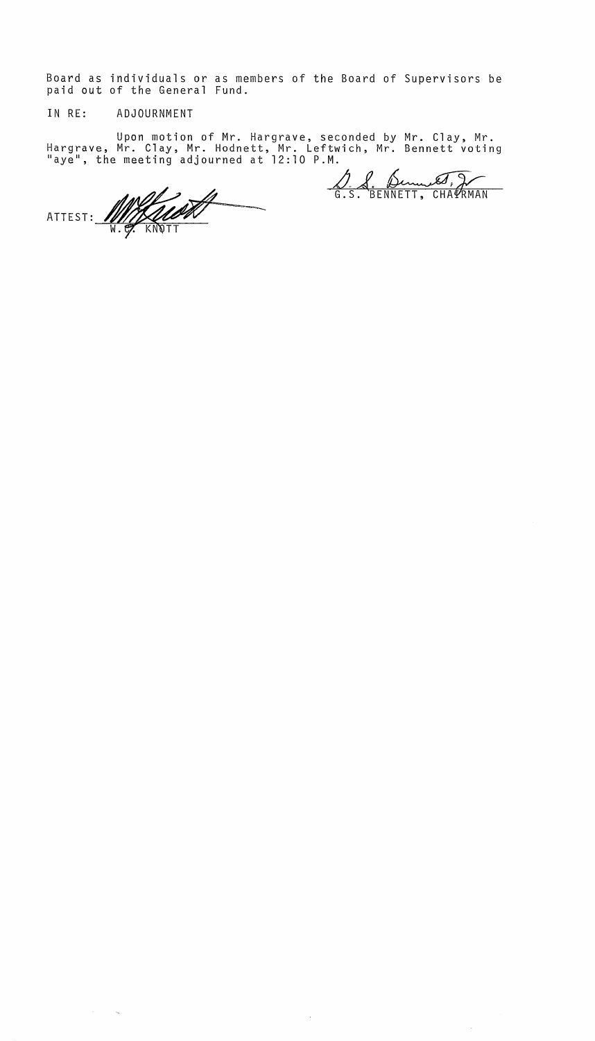Board as individuals or as members of the Board of Supervisors be paid out of the General Fund.

IN RE: ADJOURNMENT

Upon motion of Mr. Hargrave, seconded by Mr. Clay, Mr. Hargrave, Mr. Clay, Mr. Hodnett, Mr. Leftwich, Mr. Bennett voting "aye", the meeting adjourned at 12:10 P.M.

G.S. BENNETT, CHAIRMAN

ATTEST: W.C. KNOTT